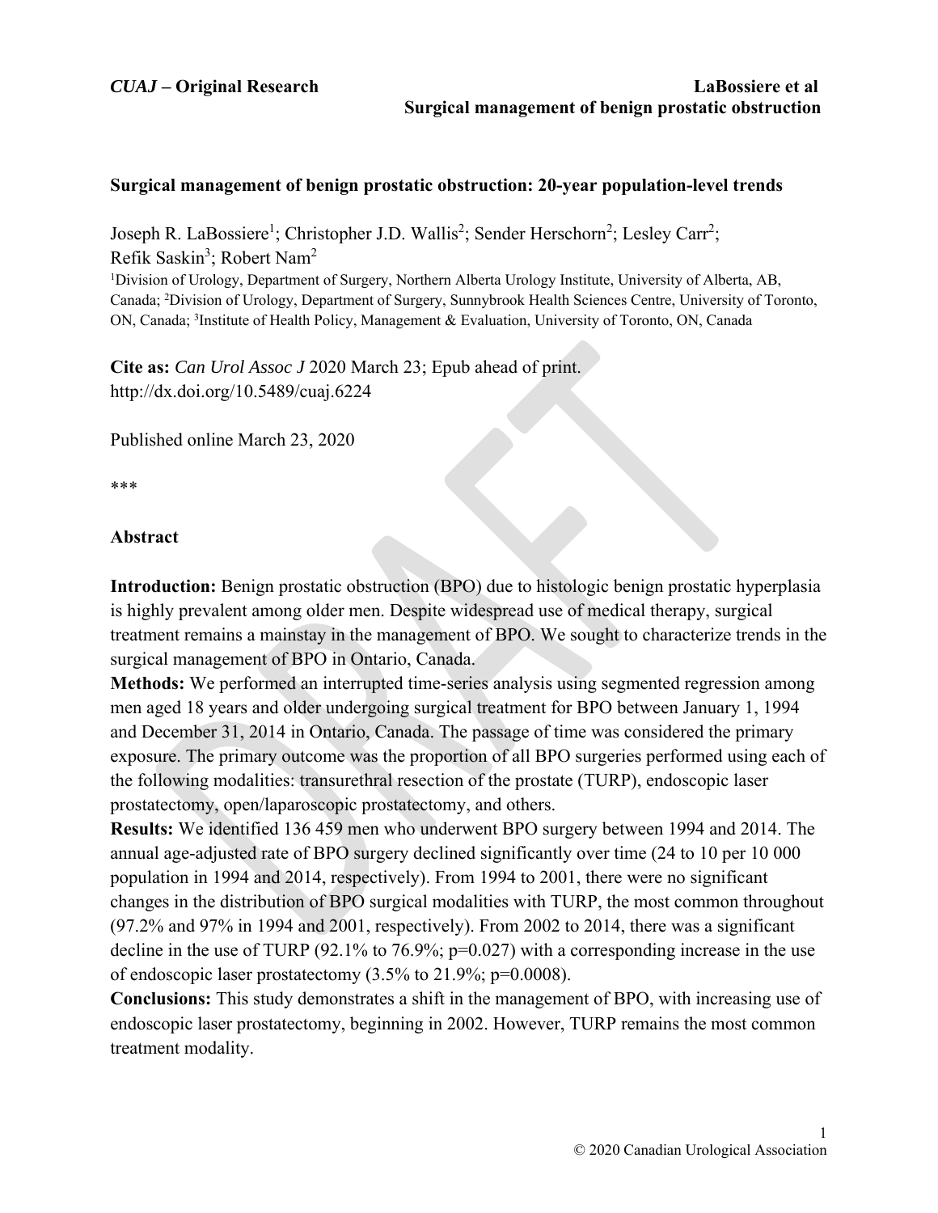**Surgical management of benign prostatic obstruction: 20-year population-level trends**

Joseph R. LaBossiere[1]; Christopher J.D. Wallis[2]; Sender Herschorn[2]; Lesley Carr[2]; Refik Saskin[3]; Robert Nam[2]

[1]Division of Urology, Department of Surgery, Northern Alberta Urology Institute, University of Alberta, AB, Canada; [2]Division of Urology, Department of Surgery, Sunnybrook Health Sciences Centre, University of Toronto, ON, Canada; [3]Institute of Health Policy, Management & Evaluation, University of Toronto, ON, Canada

**Cite as:** *Can Urol Assoc J* 2020 March 23; Epub ahead of print.
http://dx.doi.org/10.5489/cuaj.6224

Published online March 23, 2020

***

## Abstract

**Introduction:** Benign prostatic obstruction (BPO) due to histologic benign prostatic hyperplasia is highly prevalent among older men. Despite widespread use of medical therapy, surgical treatment remains a mainstay in the management of BPO. We sought to characterize trends in the surgical management of BPO in Ontario, Canada.

**Methods:** We performed an interrupted time-series analysis using segmented regression among men aged 18 years and older undergoing surgical treatment for BPO between January 1, 1994 and December 31, 2014 in Ontario, Canada. The passage of time was considered the primary exposure. The primary outcome was the proportion of all BPO surgeries performed using each of the following modalities: transurethral resection of the prostate (TURP), endoscopic laser prostatectomy, open/laparoscopic prostatectomy, and others.

**Results:** We identified 136 459 men who underwent BPO surgery between 1994 and 2014. The annual age-adjusted rate of BPO surgery declined significantly over time (24 to 10 per 10 000 population in 1994 and 2014, respectively). From 1994 to 2001, there were no significant changes in the distribution of BPO surgical modalities with TURP, the most common throughout (97.2% and 97% in 1994 and 2001, respectively). From 2002 to 2014, there was a significant decline in the use of TURP (92.1% to 76.9%; $p=0.027$) with a corresponding increase in the use of endoscopic laser prostatectomy (3.5% to 21.9%; $p=0.0008$).

**Conclusions:** This study demonstrates a shift in the management of BPO, with increasing use of endoscopic laser prostatectomy, beginning in 2002. However, TURP remains the most common treatment modality.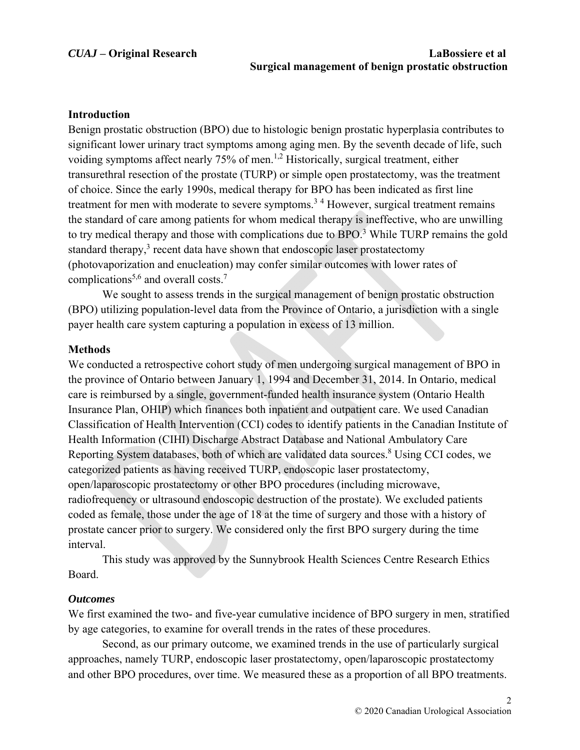## Introduction

Benign prostatic obstruction (BPO) due to histologic benign prostatic hyperplasia contributes to significant lower urinary tract symptoms among aging men. By the seventh decade of life, such voiding symptoms affect nearly 75% of men.[1,2] Historically, surgical treatment, either transurethral resection of the prostate (TURP) or simple open prostatectomy, was the treatment of choice. Since the early 1990s, medical therapy for BPO has been indicated as first line treatment for men with moderate to severe symptoms.[3 4] However, surgical treatment remains the standard of care among patients for whom medical therapy is ineffective, who are unwilling to try medical therapy and those with complications due to BPO.[3] While TURP remains the gold standard therapy,[3] recent data have shown that endoscopic laser prostatectomy (photovaporization and enucleation) may confer similar outcomes with lower rates of complications[5,6] and overall costs.[7]

We sought to assess trends in the surgical management of benign prostatic obstruction (BPO) utilizing population-level data from the Province of Ontario, a jurisdiction with a single payer health care system capturing a population in excess of 13 million.

## Methods

We conducted a retrospective cohort study of men undergoing surgical management of BPO in the province of Ontario between January 1, 1994 and December 31, 2014. In Ontario, medical care is reimbursed by a single, government-funded health insurance system (Ontario Health Insurance Plan, OHIP) which finances both inpatient and outpatient care. We used Canadian Classification of Health Intervention (CCI) codes to identify patients in the Canadian Institute of Health Information (CIHI) Discharge Abstract Database and National Ambulatory Care Reporting System databases, both of which are validated data sources.[8] Using CCI codes, we categorized patients as having received TURP, endoscopic laser prostatectomy, open/laparoscopic prostatectomy or other BPO procedures (including microwave, radiofrequency or ultrasound endoscopic destruction of the prostate). We excluded patients coded as female, those under the age of 18 at the time of surgery and those with a history of prostate cancer prior to surgery. We considered only the first BPO surgery during the time interval.

This study was approved by the Sunnybrook Health Sciences Centre Research Ethics Board.

### *Outcomes*

We first examined the two- and five-year cumulative incidence of BPO surgery in men, stratified by age categories, to examine for overall trends in the rates of these procedures.

Second, as our primary outcome, we examined trends in the use of particularly surgical approaches, namely TURP, endoscopic laser prostatectomy, open/laparoscopic prostatectomy and other BPO procedures, over time. We measured these as a proportion of all BPO treatments.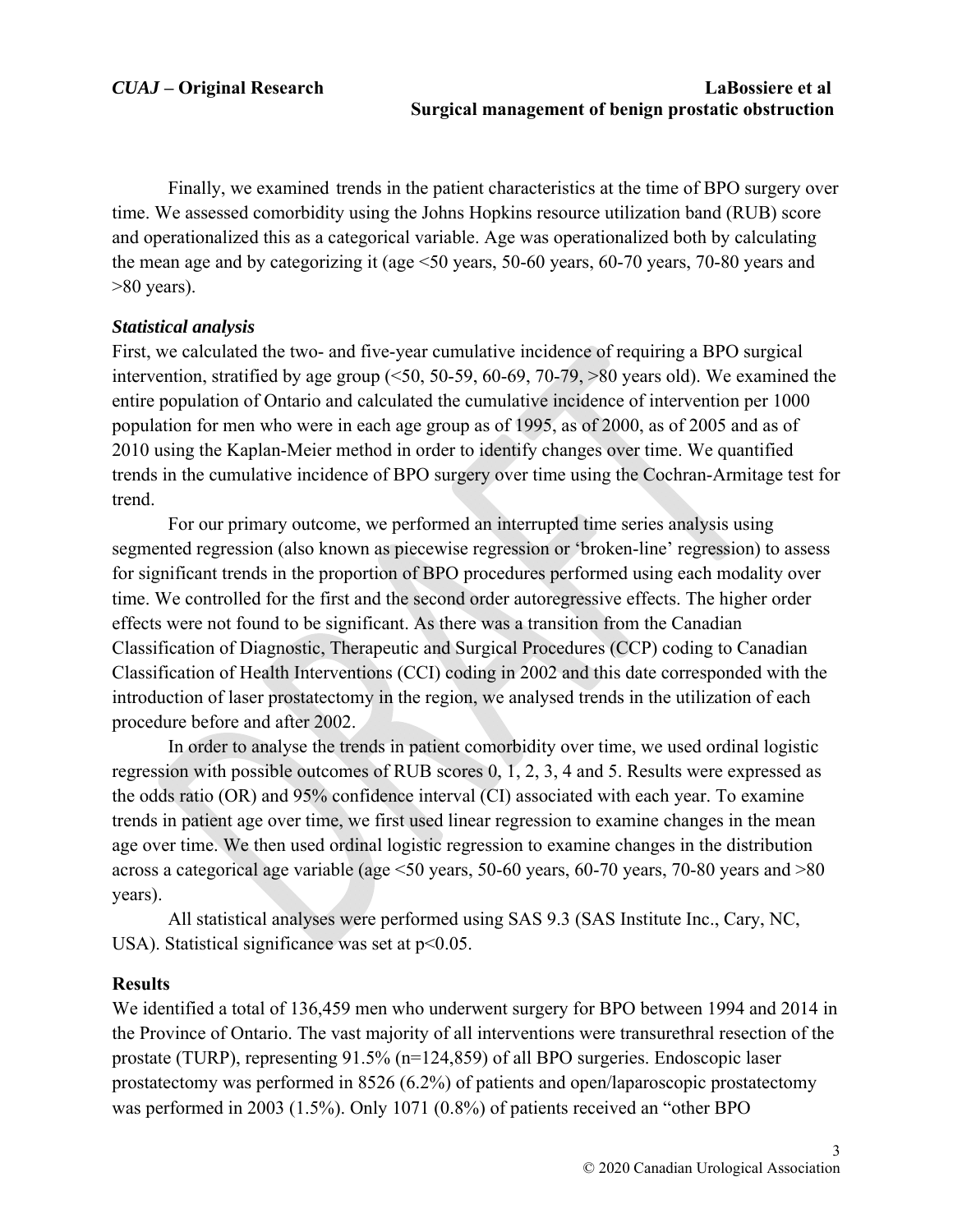Finally, we examined trends in the patient characteristics at the time of BPO surgery over time. We assessed comorbidity using the Johns Hopkins resource utilization band (RUB) score and operationalized this as a categorical variable. Age was operationalized both by calculating the mean age and by categorizing it (age <50 years, 50-60 years, 60-70 years, 70-80 years and >80 years).

### *Statistical analysis*

First, we calculated the two- and five-year cumulative incidence of requiring a BPO surgical intervention, stratified by age group (<50, 50-59, 60-69, 70-79, >80 years old). We examined the entire population of Ontario and calculated the cumulative incidence of intervention per 1000 population for men who were in each age group as of 1995, as of 2000, as of 2005 and as of 2010 using the Kaplan-Meier method in order to identify changes over time. We quantified trends in the cumulative incidence of BPO surgery over time using the Cochran-Armitage test for trend.

For our primary outcome, we performed an interrupted time series analysis using segmented regression (also known as piecewise regression or 'broken-line' regression) to assess for significant trends in the proportion of BPO procedures performed using each modality over time. We controlled for the first and the second order autoregressive effects. The higher order effects were not found to be significant. As there was a transition from the Canadian Classification of Diagnostic, Therapeutic and Surgical Procedures (CCP) coding to Canadian Classification of Health Interventions (CCI) coding in 2002 and this date corresponded with the introduction of laser prostatectomy in the region, we analysed trends in the utilization of each procedure before and after 2002.

In order to analyse the trends in patient comorbidity over time, we used ordinal logistic regression with possible outcomes of RUB scores 0, 1, 2, 3, 4 and 5. Results were expressed as the odds ratio (OR) and 95% confidence interval (CI) associated with each year. To examine trends in patient age over time, we first used linear regression to examine changes in the mean age over time. We then used ordinal logistic regression to examine changes in the distribution across a categorical age variable (age <50 years, 50-60 years, 60-70 years, 70-80 years and >80 years).

All statistical analyses were performed using SAS 9.3 (SAS Institute Inc., Cary, NC, USA). Statistical significance was set at $p<0.05$.

## Results

We identified a total of 136,459 men who underwent surgery for BPO between 1994 and 2014 in the Province of Ontario. The vast majority of all interventions were transurethral resection of the prostate (TURP), representing 91.5% (n=124,859) of all BPO surgeries. Endoscopic laser prostatectomy was performed in 8526 (6.2%) of patients and open/laparoscopic prostatectomy was performed in 2003 (1.5%). Only 1071 (0.8%) of patients received an "other BPO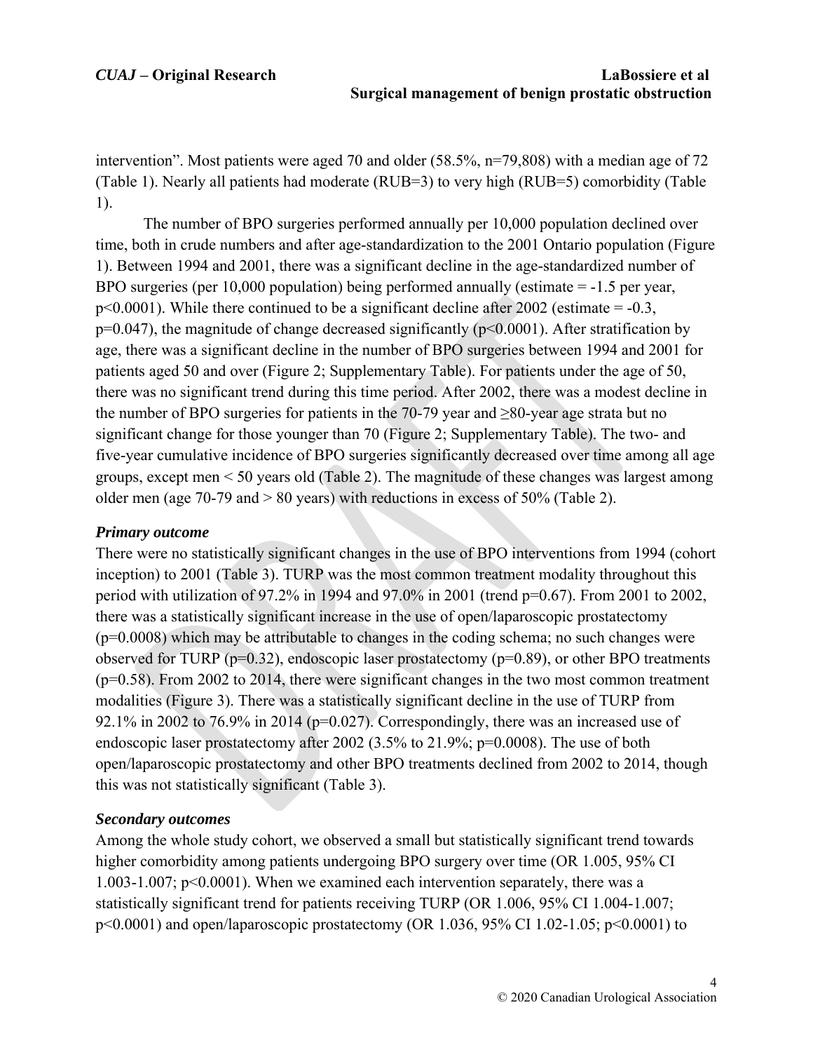intervention". Most patients were aged 70 and older (58.5%, n=79,808) with a median age of 72 (Table 1). Nearly all patients had moderate (RUB=3) to very high (RUB=5) comorbidity (Table 1).

The number of BPO surgeries performed annually per 10,000 population declined over time, both in crude numbers and after age-standardization to the 2001 Ontario population (Figure 1). Between 1994 and 2001, there was a significant decline in the age-standardized number of BPO surgeries (per 10,000 population) being performed annually (estimate = -1.5 per year, $p<0.0001$). While there continued to be a significant decline after 2002 (estimate = -0.3, $p=0.047$), the magnitude of change decreased significantly ($p<0.0001$). After stratification by age, there was a significant decline in the number of BPO surgeries between 1994 and 2001 for patients aged 50 and over (Figure 2; Supplementary Table). For patients under the age of 50, there was no significant trend during this time period. After 2002, there was a modest decline in the number of BPO surgeries for patients in the 70-79 year and ≥80-year age strata but no significant change for those younger than 70 (Figure 2; Supplementary Table). The two- and five-year cumulative incidence of BPO surgeries significantly decreased over time among all age groups, except men < 50 years old (Table 2). The magnitude of these changes was largest among older men (age 70-79 and > 80 years) with reductions in excess of 50% (Table 2).

### *Primary outcome*

There were no statistically significant changes in the use of BPO interventions from 1994 (cohort inception) to 2001 (Table 3). TURP was the most common treatment modality throughout this period with utilization of 97.2% in 1994 and 97.0% in 2001 (trend $p=0.67$). From 2001 to 2002, there was a statistically significant increase in the use of open/laparoscopic prostatectomy ($p=0.0008$) which may be attributable to changes in the coding schema; no such changes were observed for TURP ($p=0.32$), endoscopic laser prostatectomy ($p=0.89$), or other BPO treatments ($p=0.58$). From 2002 to 2014, there were significant changes in the two most common treatment modalities (Figure 3). There was a statistically significant decline in the use of TURP from 92.1% in 2002 to 76.9% in 2014 ($p=0.027$). Correspondingly, there was an increased use of endoscopic laser prostatectomy after 2002 (3.5% to 21.9%; $p=0.0008$). The use of both open/laparoscopic prostatectomy and other BPO treatments declined from 2002 to 2014, though this was not statistically significant (Table 3).

### *Secondary outcomes*

Among the whole study cohort, we observed a small but statistically significant trend towards higher comorbidity among patients undergoing BPO surgery over time (OR 1.005, 95% CI 1.003-1.007; $p<0.0001$). When we examined each intervention separately, there was a statistically significant trend for patients receiving TURP (OR 1.006, 95% CI 1.004-1.007; $p<0.0001$) and open/laparoscopic prostatectomy (OR 1.036, 95% CI 1.02-1.05; $p<0.0001$) to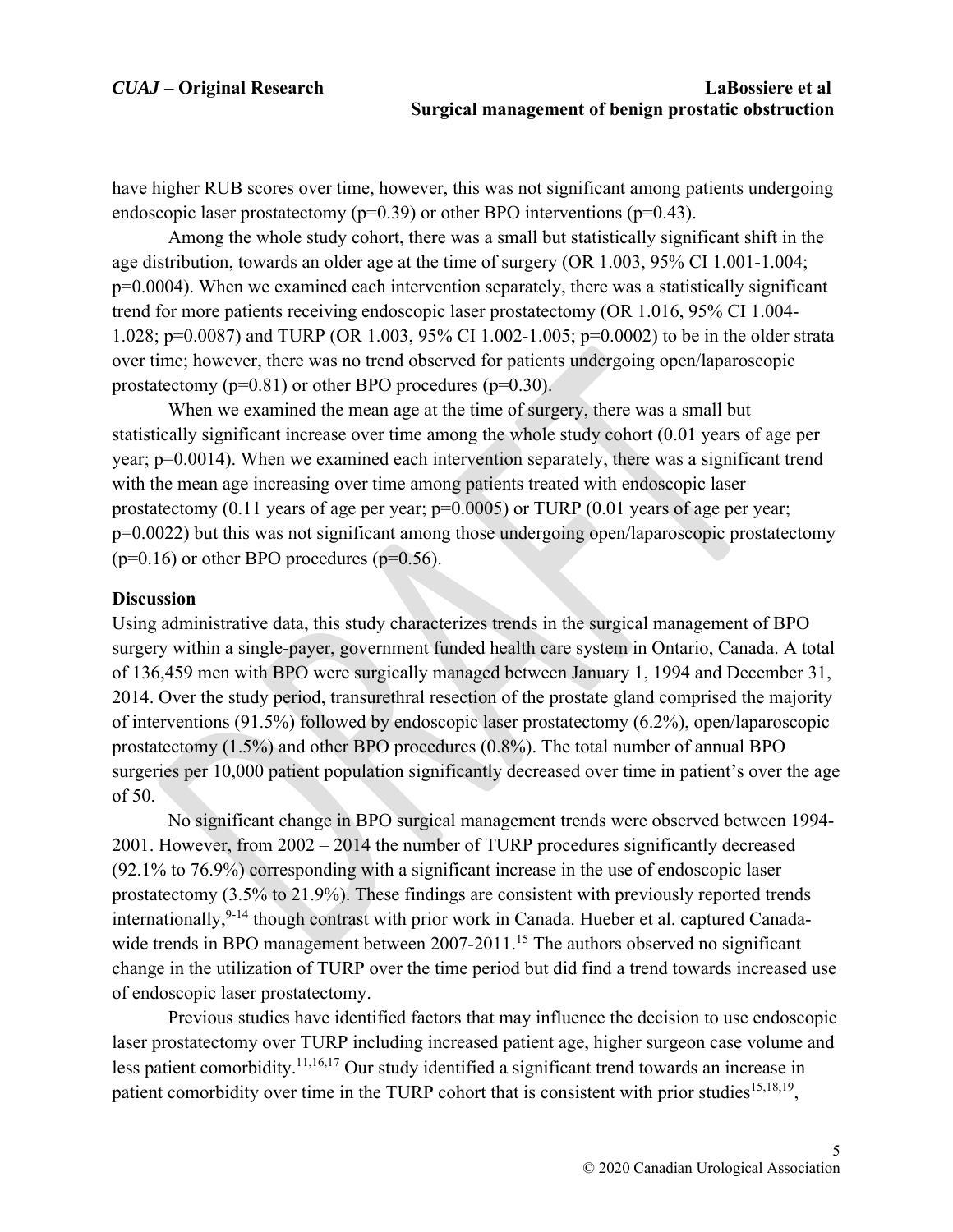have higher RUB scores over time, however, this was not significant among patients undergoing endoscopic laser prostatectomy ($p=0.39$) or other BPO interventions ($p=0.43$).

Among the whole study cohort, there was a small but statistically significant shift in the age distribution, towards an older age at the time of surgery (OR 1.003, 95% CI 1.001-1.004; $p=0.0004$). When we examined each intervention separately, there was a statistically significant trend for more patients receiving endoscopic laser prostatectomy (OR 1.016, 95% CI 1.004-1.028; $p=0.0087$) and TURP (OR 1.003, 95% CI 1.002-1.005; $p=0.0002$) to be in the older strata over time; however, there was no trend observed for patients undergoing open/laparoscopic prostatectomy ($p=0.81$) or other BPO procedures ($p=0.30$).

When we examined the mean age at the time of surgery, there was a small but statistically significant increase over time among the whole study cohort (0.01 years of age per year; $p=0.0014$). When we examined each intervention separately, there was a significant trend with the mean age increasing over time among patients treated with endoscopic laser prostatectomy (0.11 years of age per year; $p=0.0005$) or TURP (0.01 years of age per year; $p=0.0022$) but this was not significant among those undergoing open/laparoscopic prostatectomy ($p=0.16$) or other BPO procedures ($p=0.56$).

## Discussion

Using administrative data, this study characterizes trends in the surgical management of BPO surgery within a single-payer, government funded health care system in Ontario, Canada. A total of 136,459 men with BPO were surgically managed between January 1, 1994 and December 31, 2014. Over the study period, transurethral resection of the prostate gland comprised the majority of interventions (91.5%) followed by endoscopic laser prostatectomy (6.2%), open/laparoscopic prostatectomy (1.5%) and other BPO procedures (0.8%). The total number of annual BPO surgeries per 10,000 patient population significantly decreased over time in patient's over the age of 50.

No significant change in BPO surgical management trends were observed between 1994-2001. However, from 2002 – 2014 the number of TURP procedures significantly decreased (92.1% to 76.9%) corresponding with a significant increase in the use of endoscopic laser prostatectomy (3.5% to 21.9%). These findings are consistent with previously reported trends internationally,[9-14] though contrast with prior work in Canada. Hueber et al. captured Canada-wide trends in BPO management between 2007-2011.[15] The authors observed no significant change in the utilization of TURP over the time period but did find a trend towards increased use of endoscopic laser prostatectomy.

Previous studies have identified factors that may influence the decision to use endoscopic laser prostatectomy over TURP including increased patient age, higher surgeon case volume and less patient comorbidity.[11,16,17] Our study identified a significant trend towards an increase in patient comorbidity over time in the TURP cohort that is consistent with prior studies[15,18,19],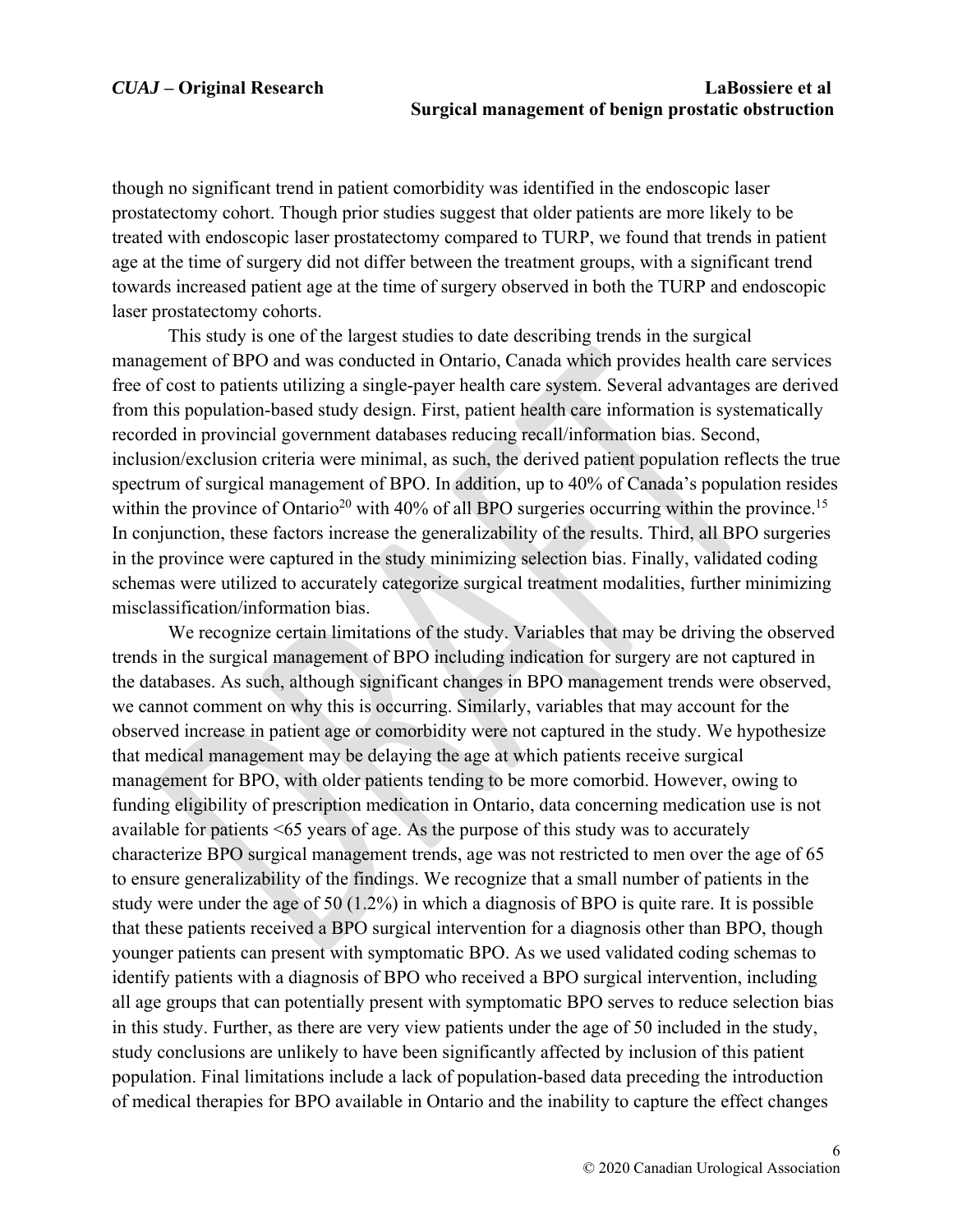though no significant trend in patient comorbidity was identified in the endoscopic laser prostatectomy cohort. Though prior studies suggest that older patients are more likely to be treated with endoscopic laser prostatectomy compared to TURP, we found that trends in patient age at the time of surgery did not differ between the treatment groups, with a significant trend towards increased patient age at the time of surgery observed in both the TURP and endoscopic laser prostatectomy cohorts.

This study is one of the largest studies to date describing trends in the surgical management of BPO and was conducted in Ontario, Canada which provides health care services free of cost to patients utilizing a single-payer health care system. Several advantages are derived from this population-based study design. First, patient health care information is systematically recorded in provincial government databases reducing recall/information bias. Second, inclusion/exclusion criteria were minimal, as such, the derived patient population reflects the true spectrum of surgical management of BPO. In addition, up to 40% of Canada's population resides within the province of Ontario[20] with 40% of all BPO surgeries occurring within the province.[15] In conjunction, these factors increase the generalizability of the results. Third, all BPO surgeries in the province were captured in the study minimizing selection bias. Finally, validated coding schemas were utilized to accurately categorize surgical treatment modalities, further minimizing misclassification/information bias.

We recognize certain limitations of the study. Variables that may be driving the observed trends in the surgical management of BPO including indication for surgery are not captured in the databases. As such, although significant changes in BPO management trends were observed, we cannot comment on why this is occurring. Similarly, variables that may account for the observed increase in patient age or comorbidity were not captured in the study. We hypothesize that medical management may be delaying the age at which patients receive surgical management for BPO, with older patients tending to be more comorbid. However, owing to funding eligibility of prescription medication in Ontario, data concerning medication use is not available for patients <65 years of age. As the purpose of this study was to accurately characterize BPO surgical management trends, age was not restricted to men over the age of 65 to ensure generalizability of the findings. We recognize that a small number of patients in the study were under the age of 50 (1.2%) in which a diagnosis of BPO is quite rare. It is possible that these patients received a BPO surgical intervention for a diagnosis other than BPO, though younger patients can present with symptomatic BPO. As we used validated coding schemas to identify patients with a diagnosis of BPO who received a BPO surgical intervention, including all age groups that can potentially present with symptomatic BPO serves to reduce selection bias in this study. Further, as there are very view patients under the age of 50 included in the study, study conclusions are unlikely to have been significantly affected by inclusion of this patient population. Final limitations include a lack of population-based data preceding the introduction of medical therapies for BPO available in Ontario and the inability to capture the effect changes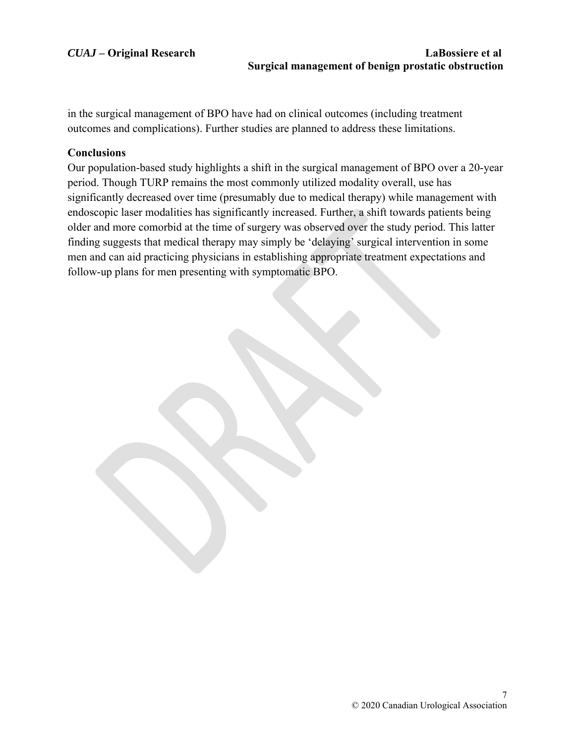in the surgical management of BPO have had on clinical outcomes (including treatment outcomes and complications). Further studies are planned to address these limitations.

## Conclusions

Our population-based study highlights a shift in the surgical management of BPO over a 20-year period. Though TURP remains the most commonly utilized modality overall, use has significantly decreased over time (presumably due to medical therapy) while management with endoscopic laser modalities has significantly increased. Further, a shift towards patients being older and more comorbid at the time of surgery was observed over the study period. This latter finding suggests that medical therapy may simply be 'delaying' surgical intervention in some men and can aid practicing physicians in establishing appropriate treatment expectations and follow-up plans for men presenting with symptomatic BPO.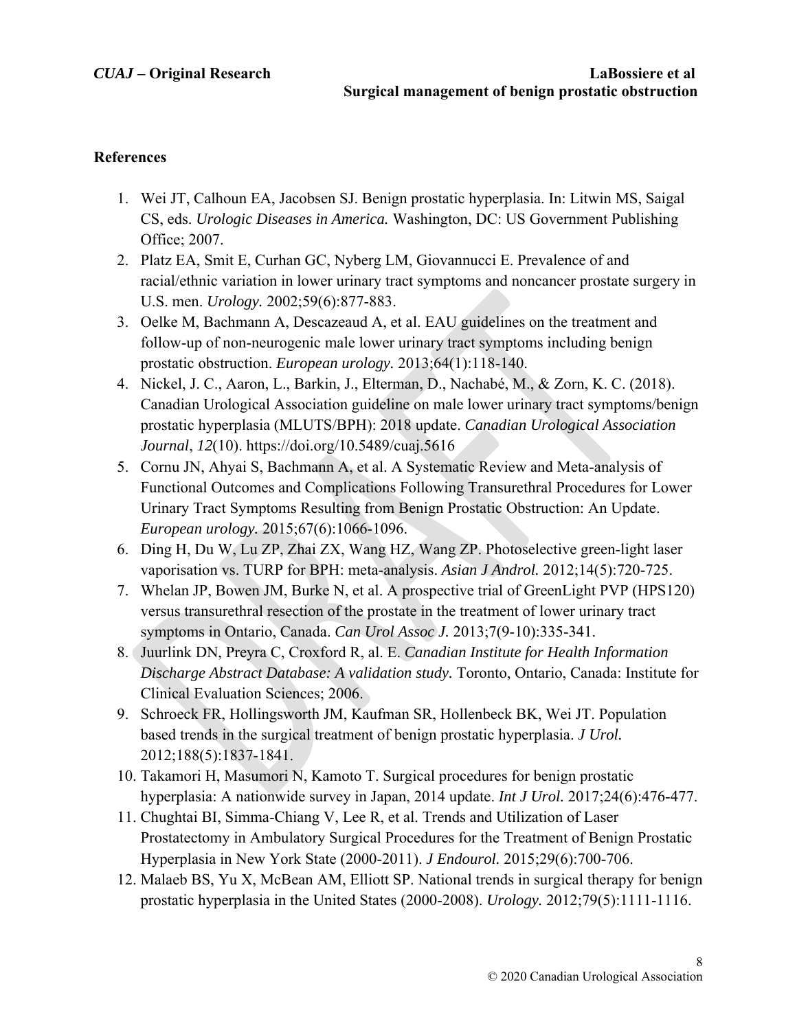## References

1. Wei JT, Calhoun EA, Jacobsen SJ. Benign prostatic hyperplasia. In: Litwin MS, Saigal CS, eds. *Urologic Diseases in America.* Washington, DC: US Government Publishing Office; 2007.
2. Platz EA, Smit E, Curhan GC, Nyberg LM, Giovannucci E. Prevalence of and racial/ethnic variation in lower urinary tract symptoms and noncancer prostate surgery in U.S. men. *Urology.* 2002;59(6):877-883.
3. Oelke M, Bachmann A, Descazeaud A, et al. EAU guidelines on the treatment and follow-up of non-neurogenic male lower urinary tract symptoms including benign prostatic obstruction. *European urology.* 2013;64(1):118-140.
4. Nickel, J. C., Aaron, L., Barkin, J., Elterman, D., Nachabé, M., & Zorn, K. C. (2018). Canadian Urological Association guideline on male lower urinary tract symptoms/benign prostatic hyperplasia (MLUTS/BPH): 2018 update. *Canadian Urological Association Journal*, *12*(10). https://doi.org/10.5489/cuaj.5616
5. Cornu JN, Ahyai S, Bachmann A, et al. A Systematic Review and Meta-analysis of Functional Outcomes and Complications Following Transurethral Procedures for Lower Urinary Tract Symptoms Resulting from Benign Prostatic Obstruction: An Update. *European urology.* 2015;67(6):1066-1096.
6. Ding H, Du W, Lu ZP, Zhai ZX, Wang HZ, Wang ZP. Photoselective green-light laser vaporisation vs. TURP for BPH: meta-analysis. *Asian J Androl.* 2012;14(5):720-725.
7. Whelan JP, Bowen JM, Burke N, et al. A prospective trial of GreenLight PVP (HPS120) versus transurethral resection of the prostate in the treatment of lower urinary tract symptoms in Ontario, Canada. *Can Urol Assoc J.* 2013;7(9-10):335-341.
8. Juurlink DN, Preyra C, Croxford R, al. E. *Canadian Institute for Health Information Discharge Abstract Database: A validation study.* Toronto, Ontario, Canada: Institute for Clinical Evaluation Sciences; 2006.
9. Schroeck FR, Hollingsworth JM, Kaufman SR, Hollenbeck BK, Wei JT. Population based trends in the surgical treatment of benign prostatic hyperplasia. *J Urol.* 2012;188(5):1837-1841.
10. Takamori H, Masumori N, Kamoto T. Surgical procedures for benign prostatic hyperplasia: A nationwide survey in Japan, 2014 update. *Int J Urol.* 2017;24(6):476-477.
11. Chughtai BI, Simma-Chiang V, Lee R, et al. Trends and Utilization of Laser Prostatectomy in Ambulatory Surgical Procedures for the Treatment of Benign Prostatic Hyperplasia in New York State (2000-2011). *J Endourol.* 2015;29(6):700-706.
12. Malaeb BS, Yu X, McBean AM, Elliott SP. National trends in surgical therapy for benign prostatic hyperplasia in the United States (2000-2008). *Urology.* 2012;79(5):1111-1116.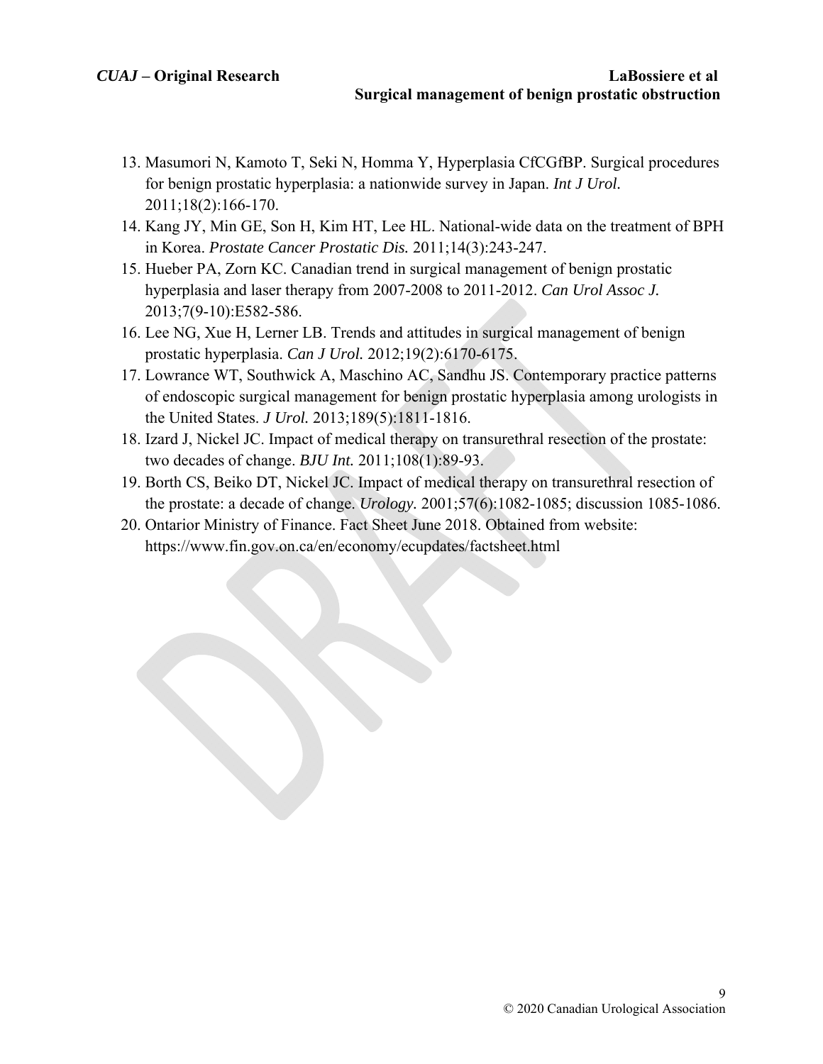13. Masumori N, Kamoto T, Seki N, Homma Y, Hyperplasia CfCGfBP. Surgical procedures for benign prostatic hyperplasia: a nationwide survey in Japan. *Int J Urol.* 2011;18(2):166-170.
14. Kang JY, Min GE, Son H, Kim HT, Lee HL. National-wide data on the treatment of BPH in Korea. *Prostate Cancer Prostatic Dis.* 2011;14(3):243-247.
15. Hueber PA, Zorn KC. Canadian trend in surgical management of benign prostatic hyperplasia and laser therapy from 2007-2008 to 2011-2012. *Can Urol Assoc J.* 2013;7(9-10):E582-586.
16. Lee NG, Xue H, Lerner LB. Trends and attitudes in surgical management of benign prostatic hyperplasia. *Can J Urol.* 2012;19(2):6170-6175.
17. Lowrance WT, Southwick A, Maschino AC, Sandhu JS. Contemporary practice patterns of endoscopic surgical management for benign prostatic hyperplasia among urologists in the United States. *J Urol.* 2013;189(5):1811-1816.
18. Izard J, Nickel JC. Impact of medical therapy on transurethral resection of the prostate: two decades of change. *BJU Int.* 2011;108(1):89-93.
19. Borth CS, Beiko DT, Nickel JC. Impact of medical therapy on transurethral resection of the prostate: a decade of change. *Urology.* 2001;57(6):1082-1085; discussion 1085-1086.
20. Ontarior Ministry of Finance. Fact Sheet June 2018. Obtained from website: https://www.fin.gov.on.ca/en/economy/ecupdates/factsheet.html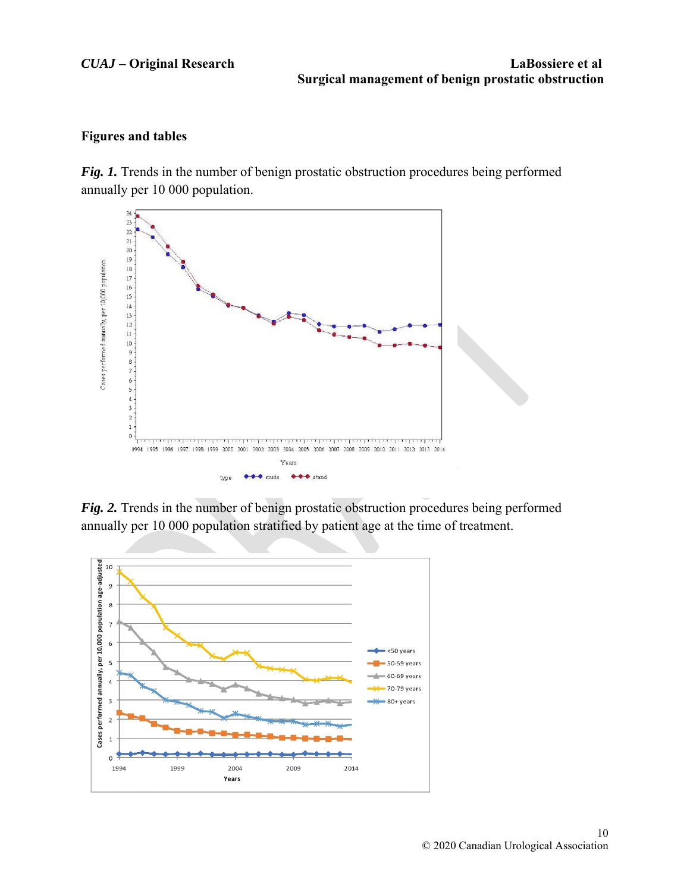## Figures and tables

***Fig. 1.*** Trends in the number of benign prostatic obstruction procedures being performed annually per 10 000 population.

***Fig. 2.*** Trends in the number of benign prostatic obstruction procedures being performed annually per 10 000 population stratified by patient age at the time of treatment.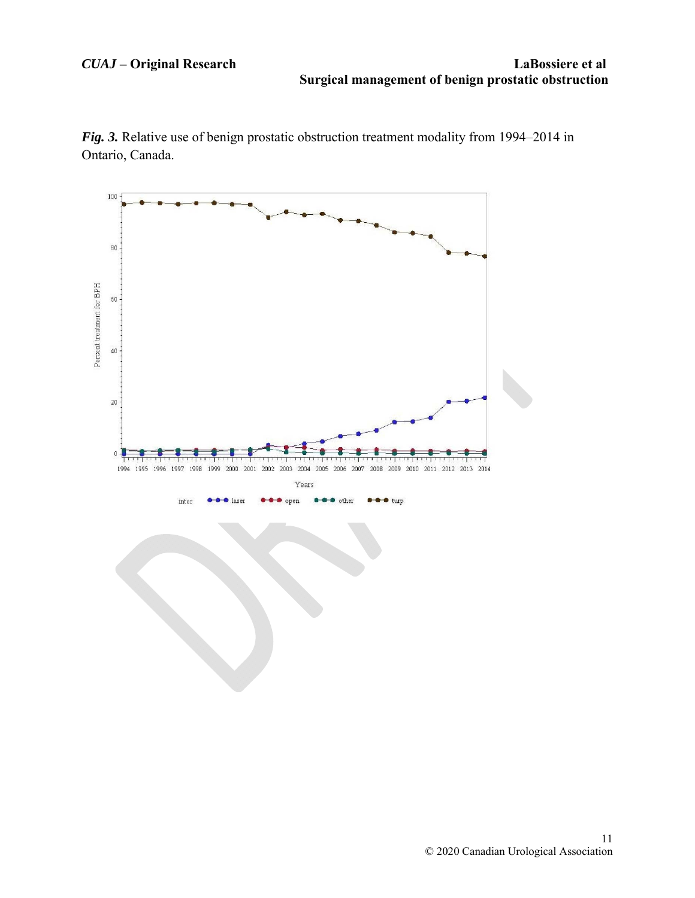***Fig. 3.*** Relative use of benign prostatic obstruction treatment modality from 1994–2014 in Ontario, Canada.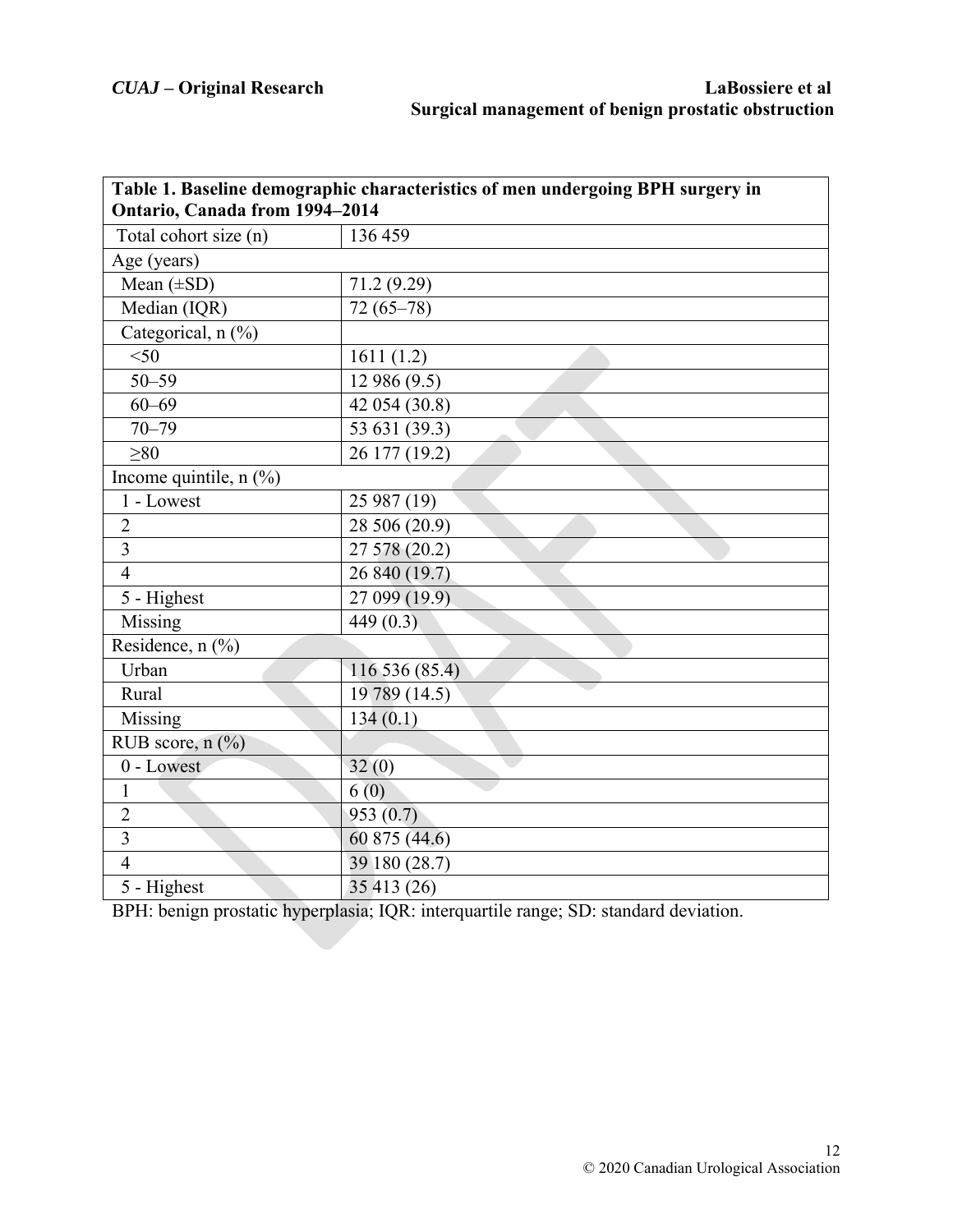**Table 1. Baseline demographic characteristics of men undergoing BPH surgery in Ontario, Canada from 1994–2014**

| | |
|---|---|
| Total cohort size (n) | 136 459 |
| Age (years) | |
| Mean (±SD) | 71.2 (9.29) |
| Median (IQR) | 72 (65–78) |
| Categorical, n (%) | |
| <50 | 1611 (1.2) |
| 50–59 | 12 986 (9.5) |
| 60–69 | 42 054 (30.8) |
| 70–79 | 53 631 (39.3) |
| ≥80 | 26 177 (19.2) |
| Income quintile, n (%) | |
| 1 - Lowest | 25 987 (19) |
| 2 | 28 506 (20.9) |
| 3 | 27 578 (20.2) |
| 4 | 26 840 (19.7) |
| 5 - Highest | 27 099 (19.9) |
| Missing | 449 (0.3) |
| Residence, n (%) | |
| Urban | 116 536 (85.4) |
| Rural | 19 789 (14.5) |
| Missing | 134 (0.1) |
| RUB score, n (%) | |
| 0 - Lowest | 32 (0) |
| 1 | 6 (0) |
| 2 | 953 (0.7) |
| 3 | 60 875 (44.6) |
| 4 | 39 180 (28.7) |
| 5 - Highest | 35 413 (26) |

BPH: benign prostatic hyperplasia; IQR: interquartile range; SD: standard deviation.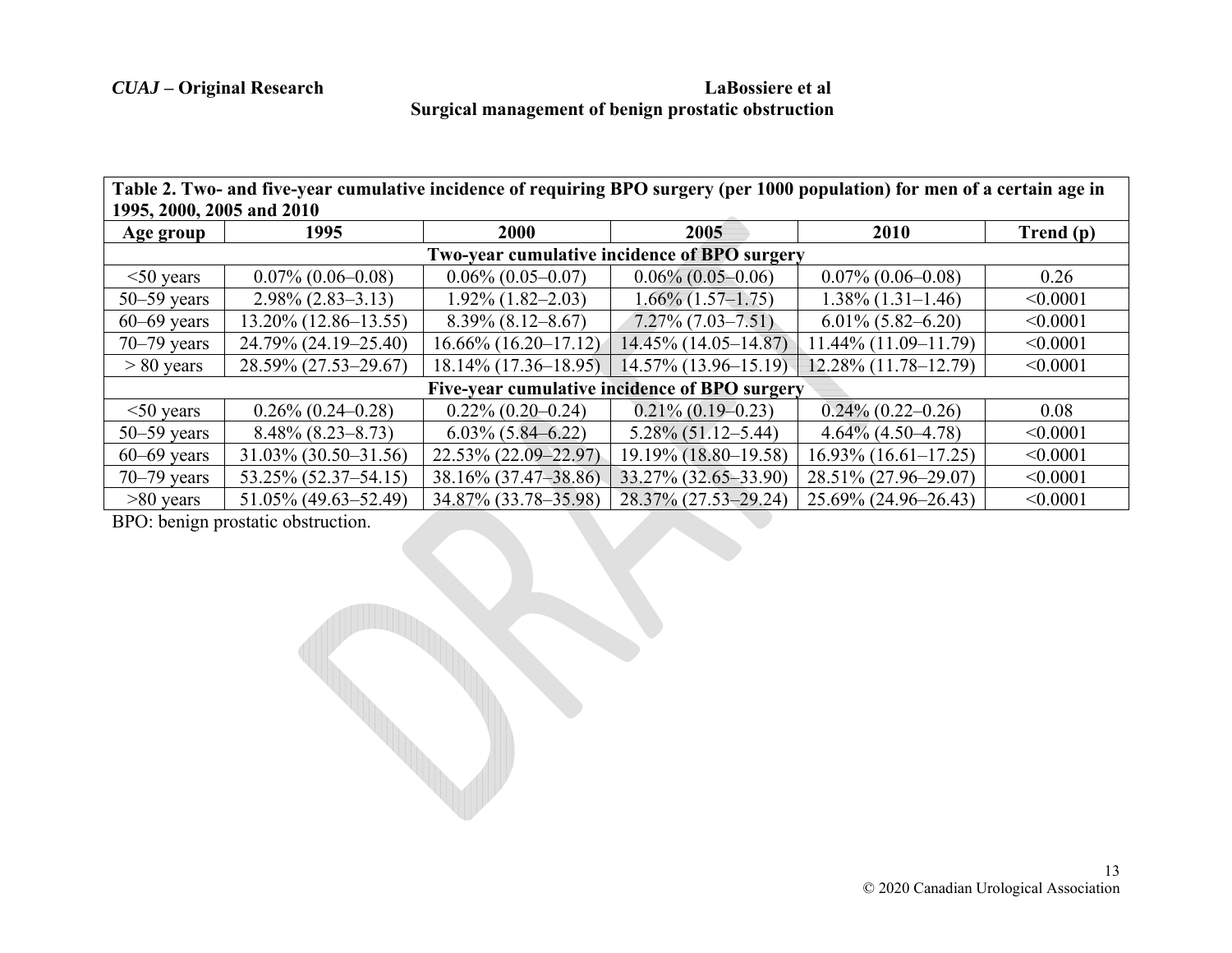**Table 2. Two- and five-year cumulative incidence of requiring BPO surgery (per 1000 population) for men of a certain age in 1995, 2000, 2005 and 2010**

| Age group | 1995 | 2000 | 2005 | 2010 | Trend (p) |
|---|---|---|---|---|---|
| **Two-year cumulative incidence of BPO surgery** | | | | | |
| <50 years | 0.07% (0.06–0.08) | 0.06% (0.05–0.07) | 0.06% (0.05–0.06) | 0.07% (0.06–0.08) | 0.26 |
| 50–59 years | 2.98% (2.83–3.13) | 1.92% (1.82–2.03) | 1.66% (1.57–1.75) | 1.38% (1.31–1.46) | <0.0001 |
| 60–69 years | 13.20% (12.86–13.55) | 8.39% (8.12–8.67) | 7.27% (7.03–7.51) | 6.01% (5.82–6.20) | <0.0001 |
| 70–79 years | 24.79% (24.19–25.40) | 16.66% (16.20–17.12) | 14.45% (14.05–14.87) | 11.44% (11.09–11.79) | <0.0001 |
| > 80 years | 28.59% (27.53–29.67) | 18.14% (17.36–18.95) | 14.57% (13.96–15.19) | 12.28% (11.78–12.79) | <0.0001 |
| **Five-year cumulative incidence of BPO surgery** | | | | | |
| <50 years | 0.26% (0.24–0.28) | 0.22% (0.20–0.24) | 0.21% (0.19–0.23) | 0.24% (0.22–0.26) | 0.08 |
| 50–59 years | 8.48% (8.23–8.73) | 6.03% (5.84–6.22) | 5.28% (51.12–5.44) | 4.64% (4.50–4.78) | <0.0001 |
| 60–69 years | 31.03% (30.50–31.56) | 22.53% (22.09–22.97) | 19.19% (18.80–19.58) | 16.93% (16.61–17.25) | <0.0001 |
| 70–79 years | 53.25% (52.37–54.15) | 38.16% (37.47–38.86) | 33.27% (32.65–33.90) | 28.51% (27.96–29.07) | <0.0001 |
| >80 years | 51.05% (49.63–52.49) | 34.87% (33.78–35.98) | 28.37% (27.53–29.24) | 25.69% (24.96–26.43) | <0.0001 |

BPO: benign prostatic obstruction.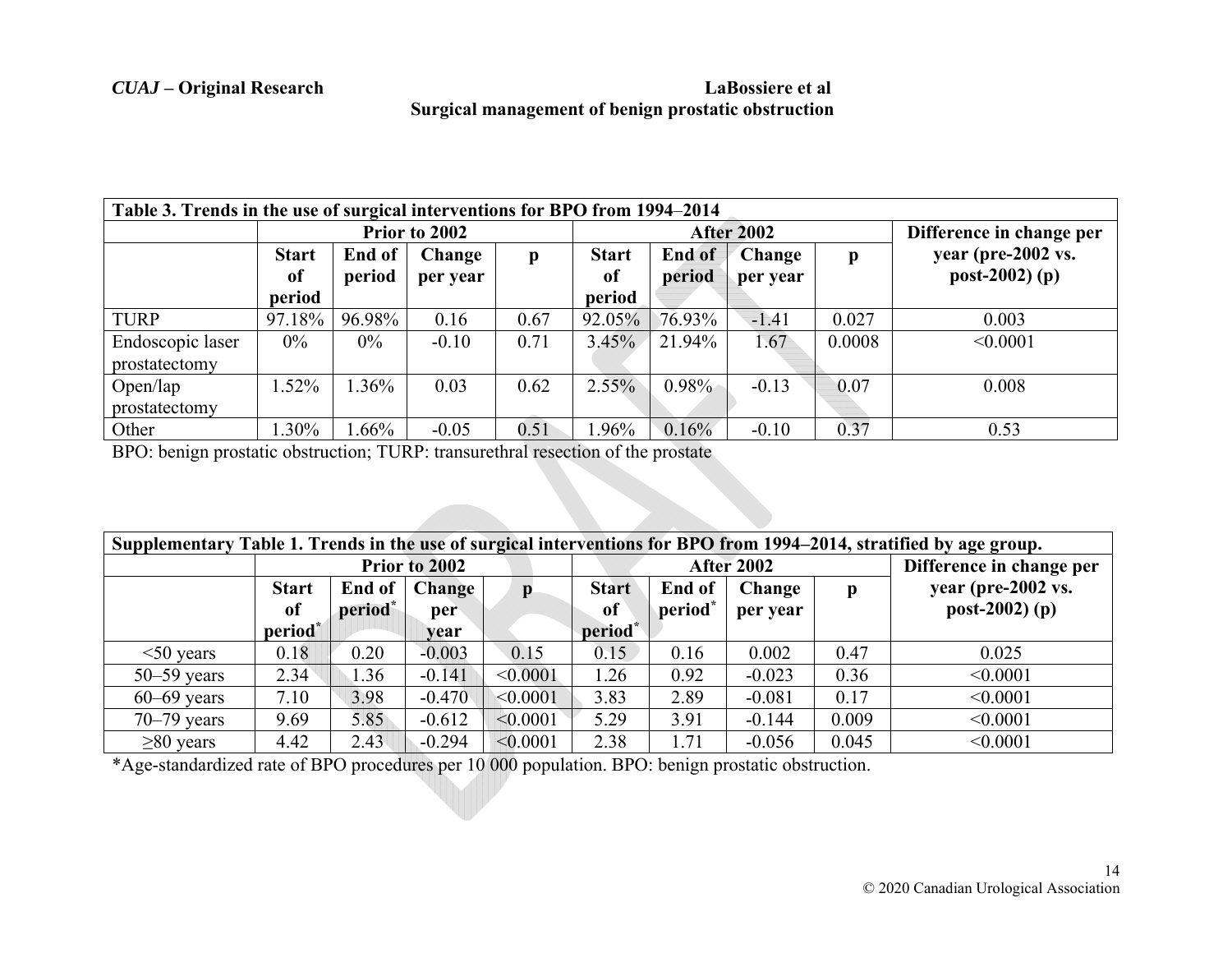**Table 3. Trends in the use of surgical interventions for BPO from 1994–2014**

| | Prior to 2002 | | | | After 2002 | | | | Difference in change per year (pre-2002 vs. post-2002) (p) |
|---|---|---|---|---|---|---|---|---|---|
| | Start of period | End of period | Change per year | p | Start of period | End of period | Change per year | p | |
| TURP | 97.18% | 96.98% | 0.16 | 0.67 | 92.05% | 76.93% | -1.41 | 0.027 | 0.003 |
| Endoscopic laser prostatectomy | 0% | 0% | -0.10 | 0.71 | 3.45% | 21.94% | 1.67 | 0.0008 | <0.0001 |
| Open/lap prostatectomy | 1.52% | 1.36% | 0.03 | 0.62 | 2.55% | 0.98% | -0.13 | 0.07 | 0.008 |
| Other | 1.30% | 1.66% | -0.05 | 0.51 | 1.96% | 0.16% | -0.10 | 0.37 | 0.53 |

BPO: benign prostatic obstruction; TURP: transurethral resection of the prostate

**Supplementary Table 1. Trends in the use of surgical interventions for BPO from 1994–2014, stratified by age group.**

| | Prior to 2002 | | | | After 2002 | | | | Difference in change per year (pre-2002 vs. post-2002) (p) |
|---|---|---|---|---|---|---|---|---|---|
| | Start of period* | End of period* | Change per year | p | Start of period* | End of period* | Change per year | p | |
| <50 years | 0.18 | 0.20 | -0.003 | 0.15 | 0.15 | 0.16 | 0.002 | 0.47 | 0.025 |
| 50–59 years | 2.34 | 1.36 | -0.141 | <0.0001 | 1.26 | 0.92 | -0.023 | 0.36 | <0.0001 |
| 60–69 years | 7.10 | 3.98 | -0.470 | <0.0001 | 3.83 | 2.89 | -0.081 | 0.17 | <0.0001 |
| 70–79 years | 9.69 | 5.85 | -0.612 | <0.0001 | 5.29 | 3.91 | -0.144 | 0.009 | <0.0001 |
| ≥80 years | 4.42 | 2.43 | -0.294 | <0.0001 | 2.38 | 1.71 | -0.056 | 0.045 | <0.0001 |

*Age-standardized rate of BPO procedures per 10 000 population. BPO: benign prostatic obstruction.